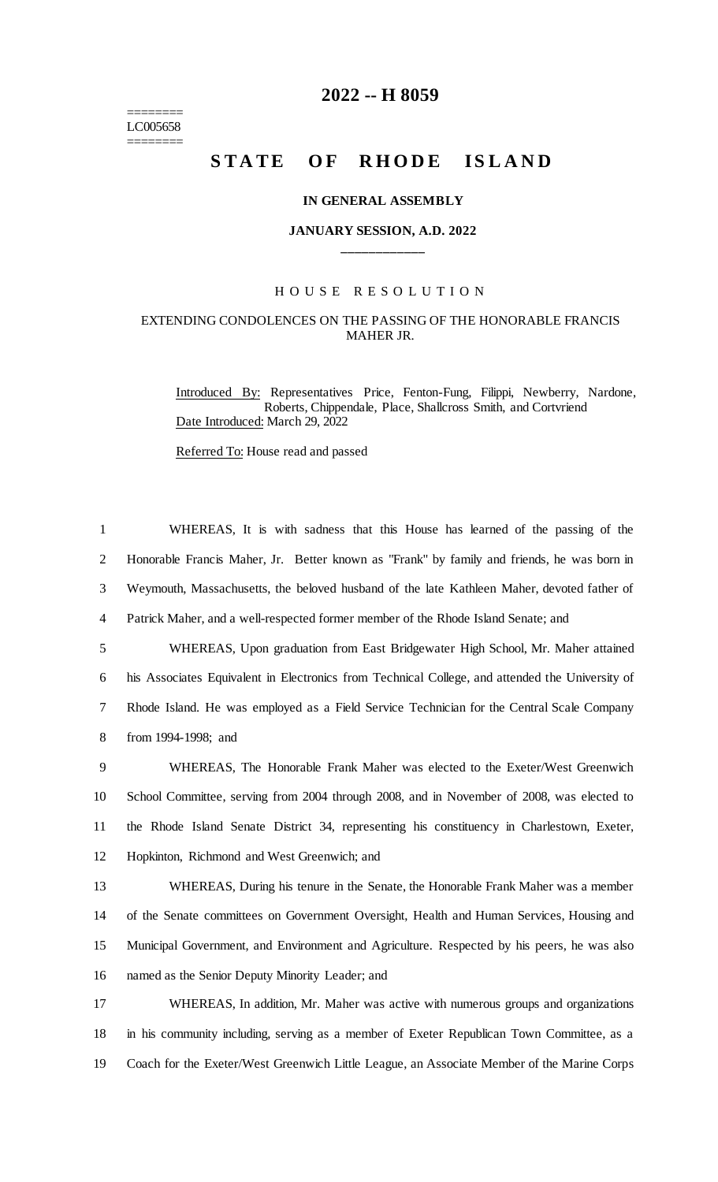# 2022 -- H 8059

========
LC005658
========

## STATE OF RHODE ISLAND

### IN GENERAL ASSEMBLY

### JANUARY SESSION, A.D. 2022

\_\_\_\_\_\_\_\_\_\_\_\_

H O U S E   R E S O L U T I O N

EXTENDING CONDOLENCES ON THE PASSING OF THE HONORABLE FRANCIS MAHER JR.

Introduced By: Representatives Price, Fenton-Fung, Filippi, Newberry, Nardone, Roberts, Chippendale, Place, Shallcross Smith, and Cortvriend

Date Introduced: March 29, 2022

Referred To: House read and passed

1 WHEREAS, It is with sadness that this House has learned of the passing of the
2 Honorable Francis Maher, Jr. Better known as "Frank" by family and friends, he was born in
3 Weymouth, Massachusetts, the beloved husband of the late Kathleen Maher, devoted father of
4 Patrick Maher, and a well-respected former member of the Rhode Island Senate; and

5 WHEREAS, Upon graduation from East Bridgewater High School, Mr. Maher attained
6 his Associates Equivalent in Electronics from Technical College, and attended the University of
7 Rhode Island. He was employed as a Field Service Technician for the Central Scale Company
8 from 1994-1998; and

9 WHEREAS, The Honorable Frank Maher was elected to the Exeter/West Greenwich
10 School Committee, serving from 2004 through 2008, and in November of 2008, was elected to
11 the Rhode Island Senate District 34, representing his constituency in Charlestown, Exeter,
12 Hopkinton, Richmond and West Greenwich; and

13 WHEREAS, During his tenure in the Senate, the Honorable Frank Maher was a member
14 of the Senate committees on Government Oversight, Health and Human Services, Housing and
15 Municipal Government, and Environment and Agriculture. Respected by his peers, he was also
16 named as the Senior Deputy Minority Leader; and

17 WHEREAS, In addition, Mr. Maher was active with numerous groups and organizations
18 in his community including, serving as a member of Exeter Republican Town Committee, as a
19 Coach for the Exeter/West Greenwich Little League, an Associate Member of the Marine Corps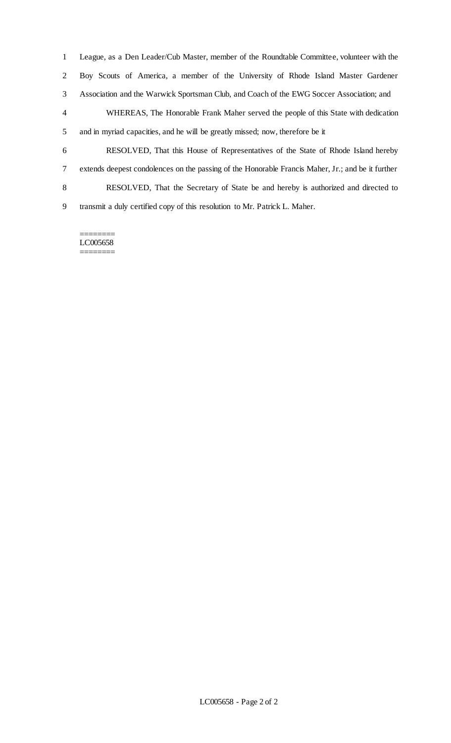League, as a Den Leader/Cub Master, member of the Roundtable Committee, volunteer with the Boy Scouts of America, a member of the University of Rhode Island Master Gardener Association and the Warwick Sportsman Club, and Coach of the EWG Soccer Association; and

WHEREAS, The Honorable Frank Maher served the people of this State with dedication and in myriad capacities, and he will be greatly missed; now, therefore be it

RESOLVED, That this House of Representatives of the State of Rhode Island hereby extends deepest condolences on the passing of the Honorable Francis Maher, Jr.; and be it further

RESOLVED, That the Secretary of State be and hereby is authorized and directed to transmit a duly certified copy of this resolution to Mr. Patrick L. Maher.

========
LC005658
========